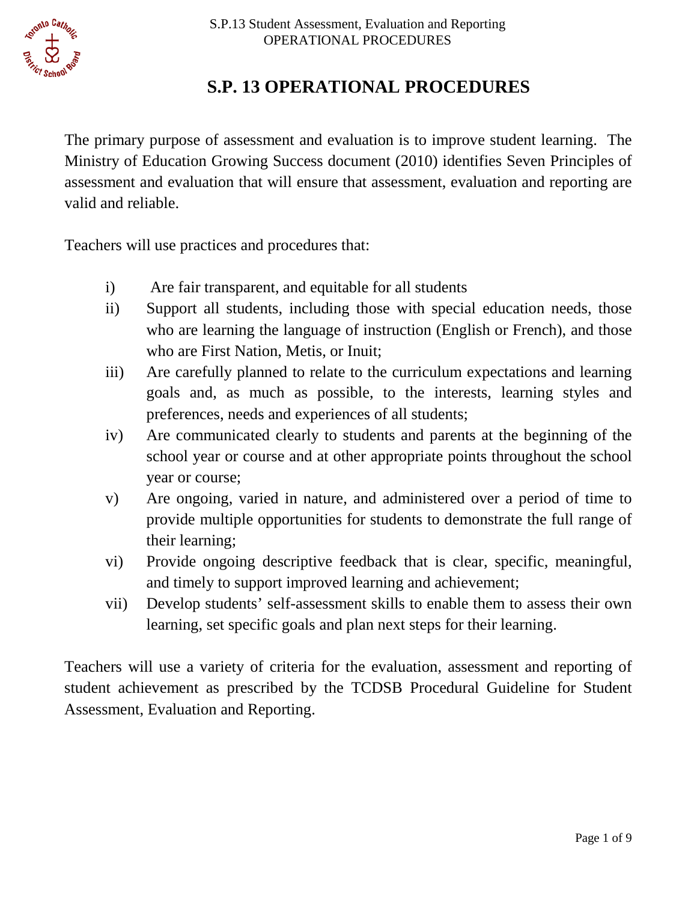# S.P. 13 OPERATIONAL PROCEDURES

The primary purpose of assessment and evaluation is to improve student learning. The Ministry of Education Growing Success document (2010) identifies Seven Principles of assessment and evaluation that will ensure that assessment, evaluation and reporting are valid and reliable.

Teachers will use practices and procedures that:

i) Are fair transparent, and equitable for all students
ii) Support all students, including those with special education needs, those who are learning the language of instruction (English or French), and those who are First Nation, Metis, or Inuit;
iii) Are carefully planned to relate to the curriculum expectations and learning goals and, as much as possible, to the interests, learning styles and preferences, needs and experiences of all students;
iv) Are communicated clearly to students and parents at the beginning of the school year or course and at other appropriate points throughout the school year or course;
v) Are ongoing, varied in nature, and administered over a period of time to provide multiple opportunities for students to demonstrate the full range of their learning;
vi) Provide ongoing descriptive feedback that is clear, specific, meaningful, and timely to support improved learning and achievement;
vii) Develop students' self-assessment skills to enable them to assess their own learning, set specific goals and plan next steps for their learning.

Teachers will use a variety of criteria for the evaluation, assessment and reporting of student achievement as prescribed by the TCDSB Procedural Guideline for Student Assessment, Evaluation and Reporting.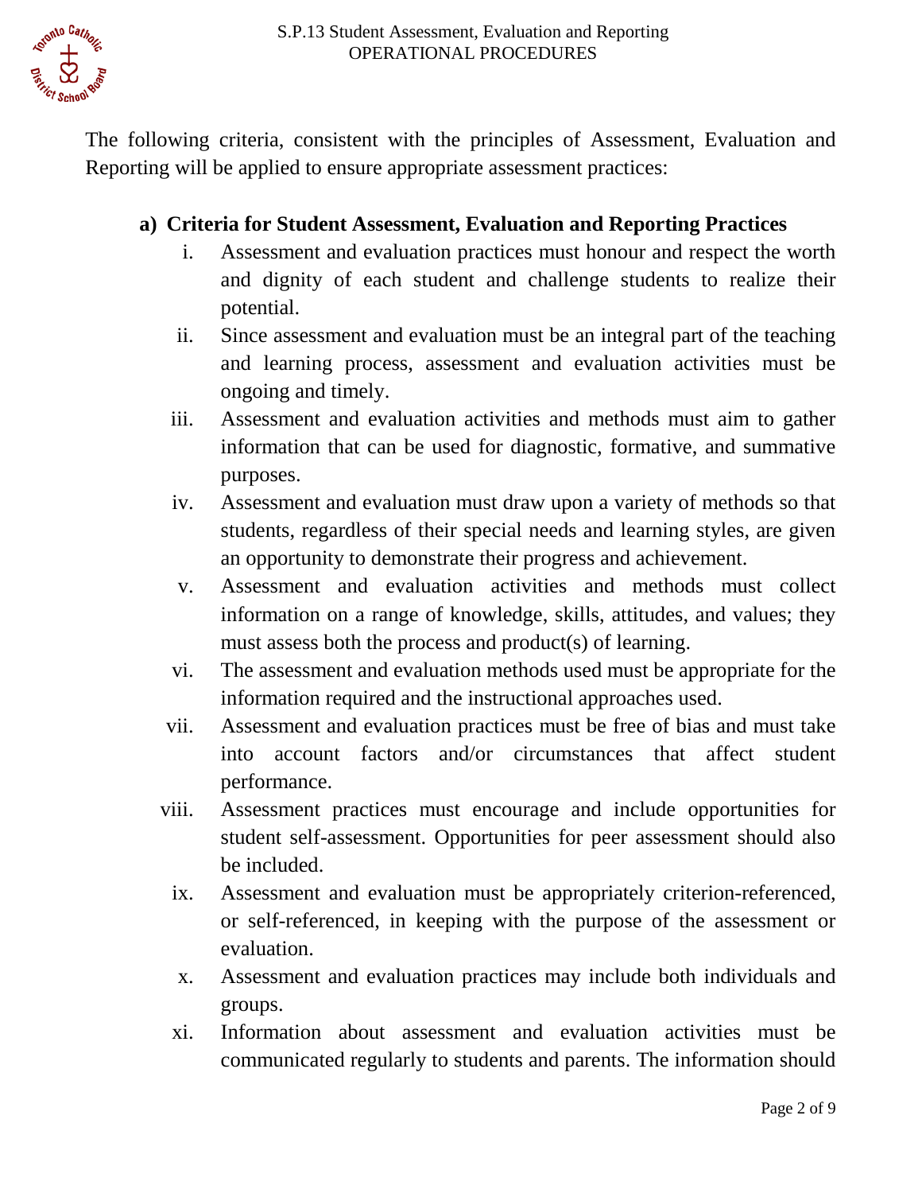The following criteria, consistent with the principles of Assessment, Evaluation and Reporting will be applied to ensure appropriate assessment practices:

**a) Criteria for Student Assessment, Evaluation and Reporting Practices**

i. Assessment and evaluation practices must honour and respect the worth and dignity of each student and challenge students to realize their potential.

ii. Since assessment and evaluation must be an integral part of the teaching and learning process, assessment and evaluation activities must be ongoing and timely.

iii. Assessment and evaluation activities and methods must aim to gather information that can be used for diagnostic, formative, and summative purposes.

iv. Assessment and evaluation must draw upon a variety of methods so that students, regardless of their special needs and learning styles, are given an opportunity to demonstrate their progress and achievement.

v. Assessment and evaluation activities and methods must collect information on a range of knowledge, skills, attitudes, and values; they must assess both the process and product(s) of learning.

vi. The assessment and evaluation methods used must be appropriate for the information required and the instructional approaches used.

vii. Assessment and evaluation practices must be free of bias and must take into account factors and/or circumstances that affect student performance.

viii. Assessment practices must encourage and include opportunities for student self-assessment. Opportunities for peer assessment should also be included.

ix. Assessment and evaluation must be appropriately criterion-referenced, or self-referenced, in keeping with the purpose of the assessment or evaluation.

x. Assessment and evaluation practices may include both individuals and groups.

xi. Information about assessment and evaluation activities must be communicated regularly to students and parents. The information should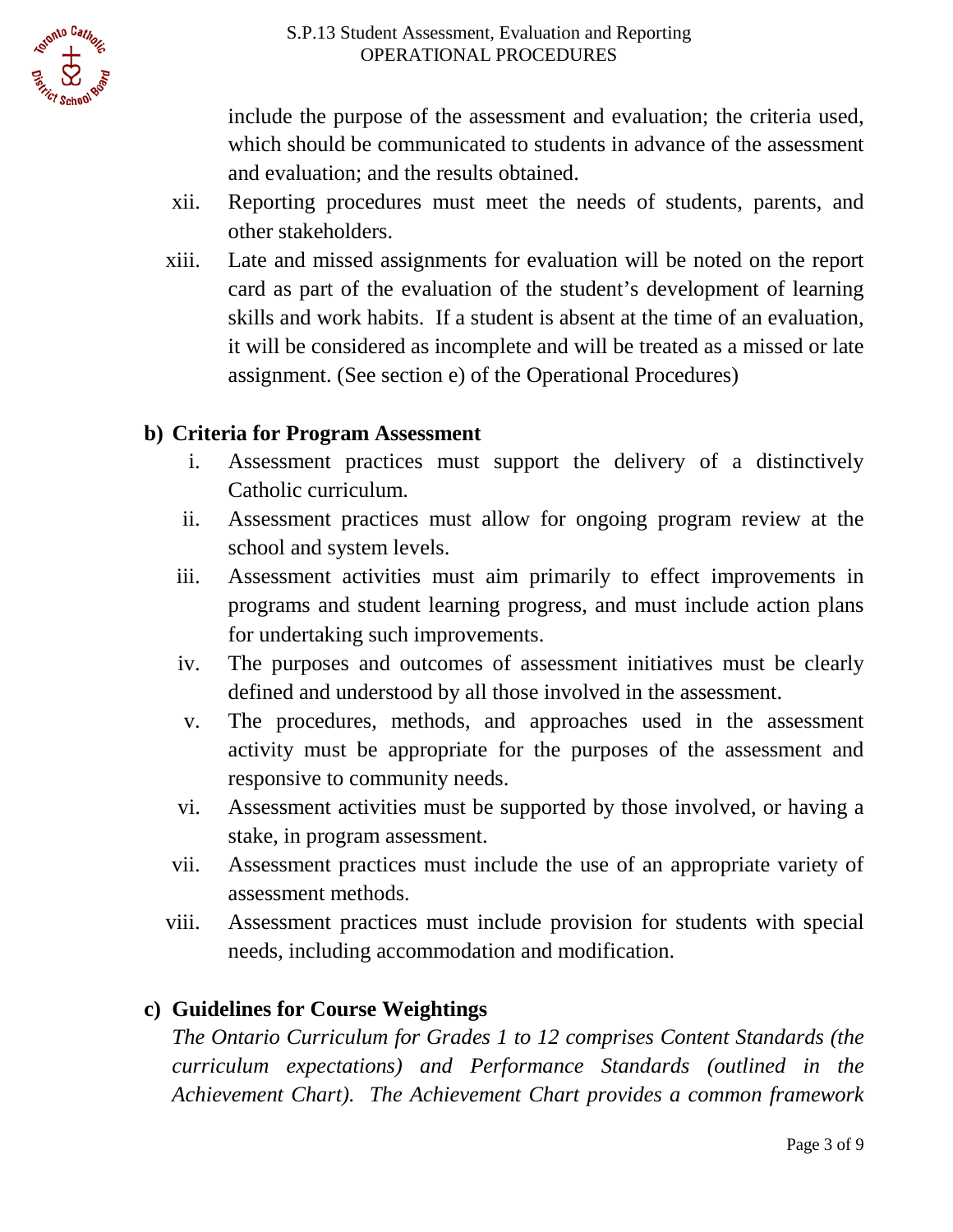include the purpose of the assessment and evaluation; the criteria used, which should be communicated to students in advance of the assessment and evaluation; and the results obtained.

xii. Reporting procedures must meet the needs of students, parents, and other stakeholders.

xiii. Late and missed assignments for evaluation will be noted on the report card as part of the evaluation of the student's development of learning skills and work habits. If a student is absent at the time of an evaluation, it will be considered as incomplete and will be treated as a missed or late assignment. (See section e) of the Operational Procedures)

**b) Criteria for Program Assessment**

i. Assessment practices must support the delivery of a distinctively Catholic curriculum.

ii. Assessment practices must allow for ongoing program review at the school and system levels.

iii. Assessment activities must aim primarily to effect improvements in programs and student learning progress, and must include action plans for undertaking such improvements.

iv. The purposes and outcomes of assessment initiatives must be clearly defined and understood by all those involved in the assessment.

v. The procedures, methods, and approaches used in the assessment activity must be appropriate for the purposes of the assessment and responsive to community needs.

vi. Assessment activities must be supported by those involved, or having a stake, in program assessment.

vii. Assessment practices must include the use of an appropriate variety of assessment methods.

viii. Assessment practices must include provision for students with special needs, including accommodation and modification.

**c) Guidelines for Course Weightings**

*The Ontario Curriculum for Grades 1 to 12 comprises Content Standards (the curriculum expectations) and Performance Standards (outlined in the Achievement Chart). The Achievement Chart provides a common framework*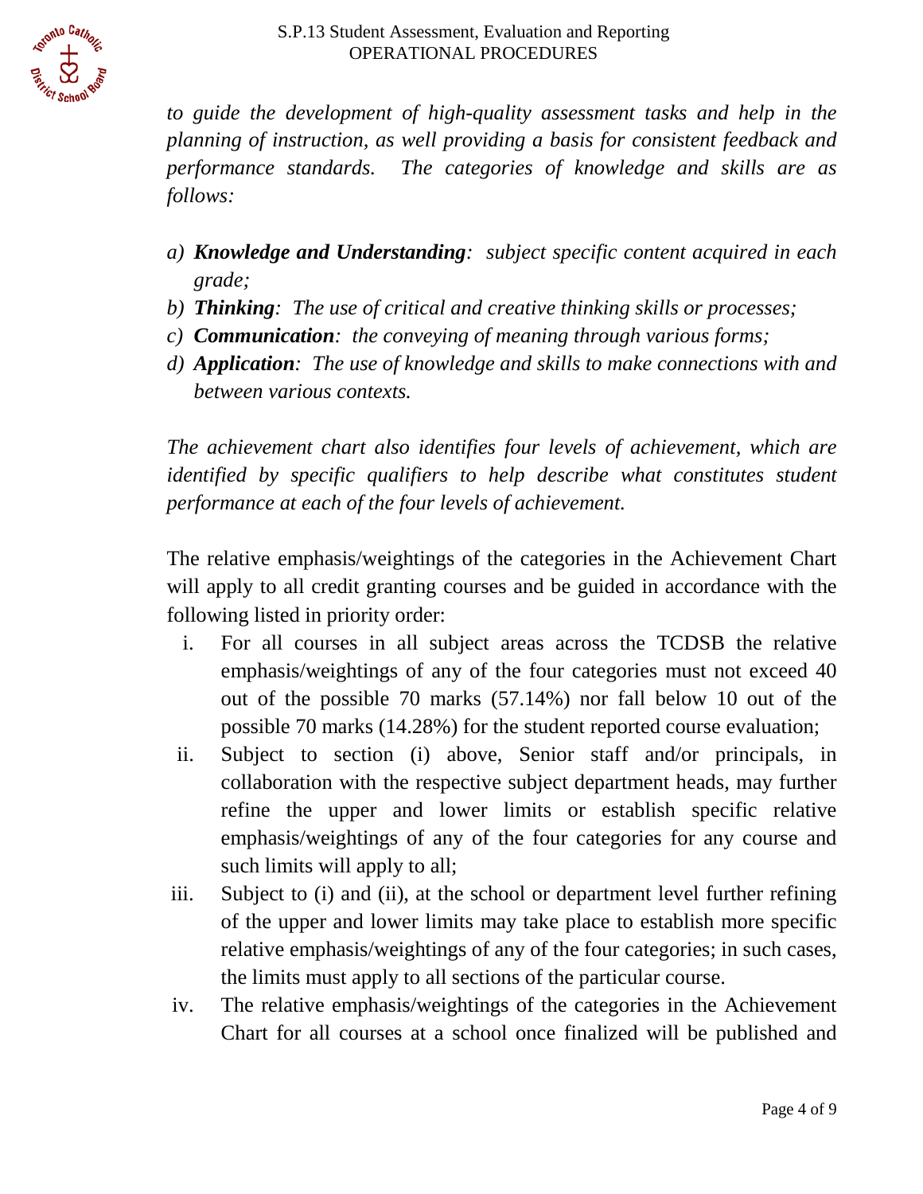*to guide the development of high-quality assessment tasks and help in the planning of instruction, as well providing a basis for consistent feedback and performance standards. The categories of knowledge and skills are as follows:*

*a)* ***Knowledge and Understanding****: subject specific content acquired in each grade;*
*b)* ***Thinking****: The use of critical and creative thinking skills or processes;*
*c)* ***Communication****: the conveying of meaning through various forms;*
*d)* ***Application****: The use of knowledge and skills to make connections with and between various contexts.*

*The achievement chart also identifies four levels of achievement, which are identified by specific qualifiers to help describe what constitutes student performance at each of the four levels of achievement.*

The relative emphasis/weightings of the categories in the Achievement Chart will apply to all credit granting courses and be guided in accordance with the following listed in priority order:

i. For all courses in all subject areas across the TCDSB the relative emphasis/weightings of any of the four categories must not exceed 40 out of the possible 70 marks (57.14%) nor fall below 10 out of the possible 70 marks (14.28%) for the student reported course evaluation;
ii. Subject to section (i) above, Senior staff and/or principals, in collaboration with the respective subject department heads, may further refine the upper and lower limits or establish specific relative emphasis/weightings of any of the four categories for any course and such limits will apply to all;
iii. Subject to (i) and (ii), at the school or department level further refining of the upper and lower limits may take place to establish more specific relative emphasis/weightings of any of the four categories; in such cases, the limits must apply to all sections of the particular course.
iv. The relative emphasis/weightings of the categories in the Achievement Chart for all courses at a school once finalized will be published and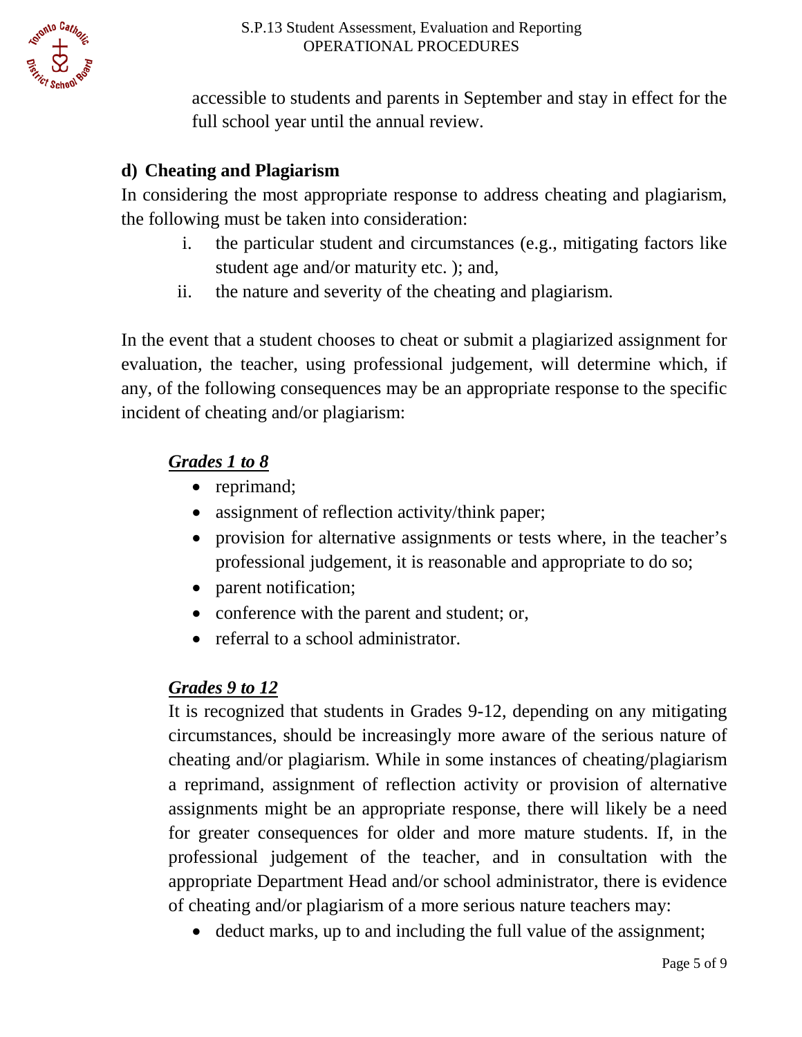accessible to students and parents in September and stay in effect for the full school year until the annual review.

### d) Cheating and Plagiarism

In considering the most appropriate response to address cheating and plagiarism, the following must be taken into consideration:

i. the particular student and circumstances (e.g., mitigating factors like student age and/or maturity etc. ); and,
ii. the nature and severity of the cheating and plagiarism.

In the event that a student chooses to cheat or submit a plagiarized assignment for evaluation, the teacher, using professional judgement, will determine which, if any, of the following consequences may be an appropriate response to the specific incident of cheating and/or plagiarism:

***Grades 1 to 8***

- reprimand;
- assignment of reflection activity/think paper;
- provision for alternative assignments or tests where, in the teacher's professional judgement, it is reasonable and appropriate to do so;
- parent notification;
- conference with the parent and student; or,
- referral to a school administrator.

***Grades 9 to 12***

It is recognized that students in Grades 9-12, depending on any mitigating circumstances, should be increasingly more aware of the serious nature of cheating and/or plagiarism. While in some instances of cheating/plagiarism a reprimand, assignment of reflection activity or provision of alternative assignments might be an appropriate response, there will likely be a need for greater consequences for older and more mature students. If, in the professional judgement of the teacher, and in consultation with the appropriate Department Head and/or school administrator, there is evidence of cheating and/or plagiarism of a more serious nature teachers may:

- deduct marks, up to and including the full value of the assignment;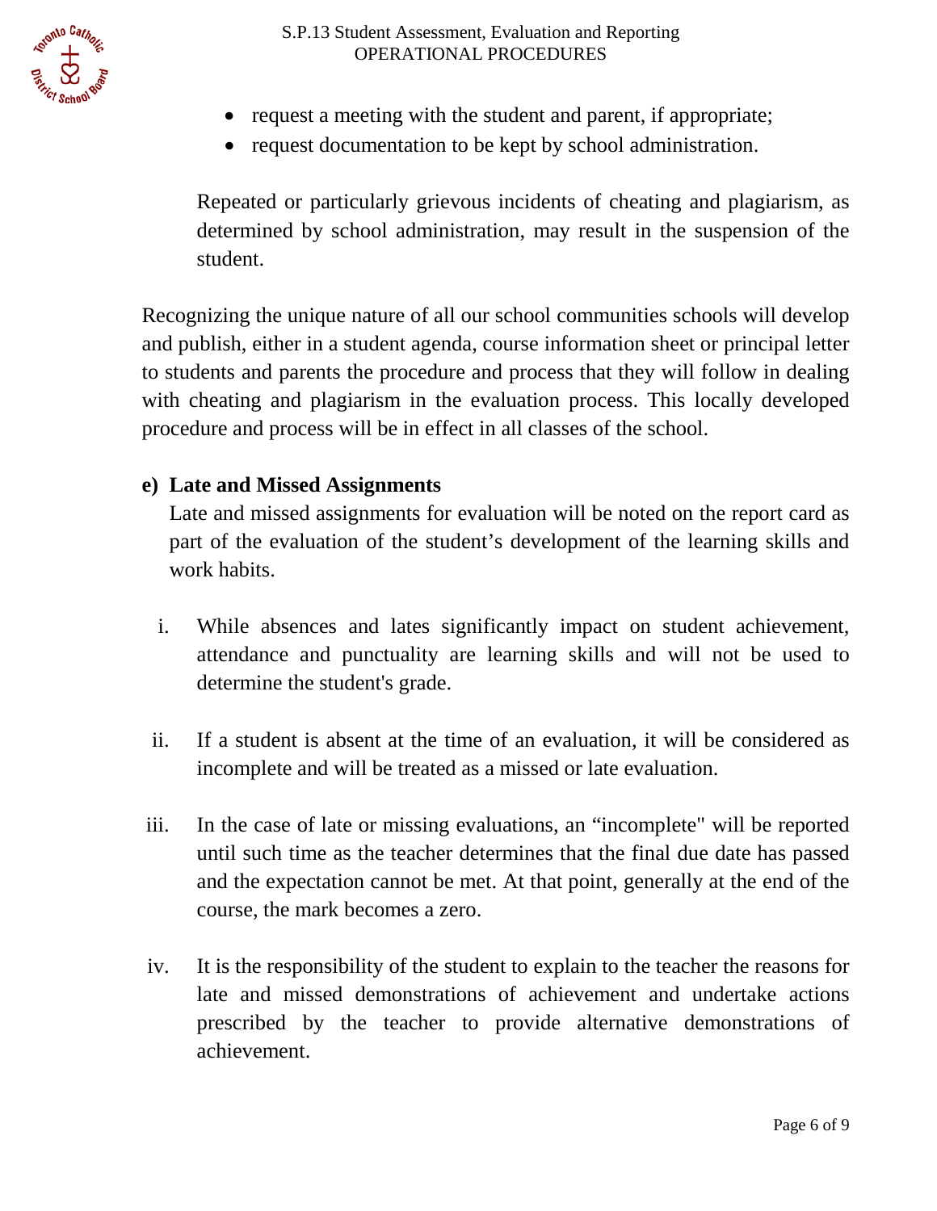- request a meeting with the student and parent, if appropriate;
- request documentation to be kept by school administration.

Repeated or particularly grievous incidents of cheating and plagiarism, as determined by school administration, may result in the suspension of the student.

Recognizing the unique nature of all our school communities schools will develop and publish, either in a student agenda, course information sheet or principal letter to students and parents the procedure and process that they will follow in dealing with cheating and plagiarism in the evaluation process. This locally developed procedure and process will be in effect in all classes of the school.

**e) Late and Missed Assignments**

Late and missed assignments for evaluation will be noted on the report card as part of the evaluation of the student's development of the learning skills and work habits.

i. While absences and lates significantly impact on student achievement, attendance and punctuality are learning skills and will not be used to determine the student's grade.

ii. If a student is absent at the time of an evaluation, it will be considered as incomplete and will be treated as a missed or late evaluation.

iii. In the case of late or missing evaluations, an "incomplete" will be reported until such time as the teacher determines that the final due date has passed and the expectation cannot be met. At that point, generally at the end of the course, the mark becomes a zero.

iv. It is the responsibility of the student to explain to the teacher the reasons for late and missed demonstrations of achievement and undertake actions prescribed by the teacher to provide alternative demonstrations of achievement.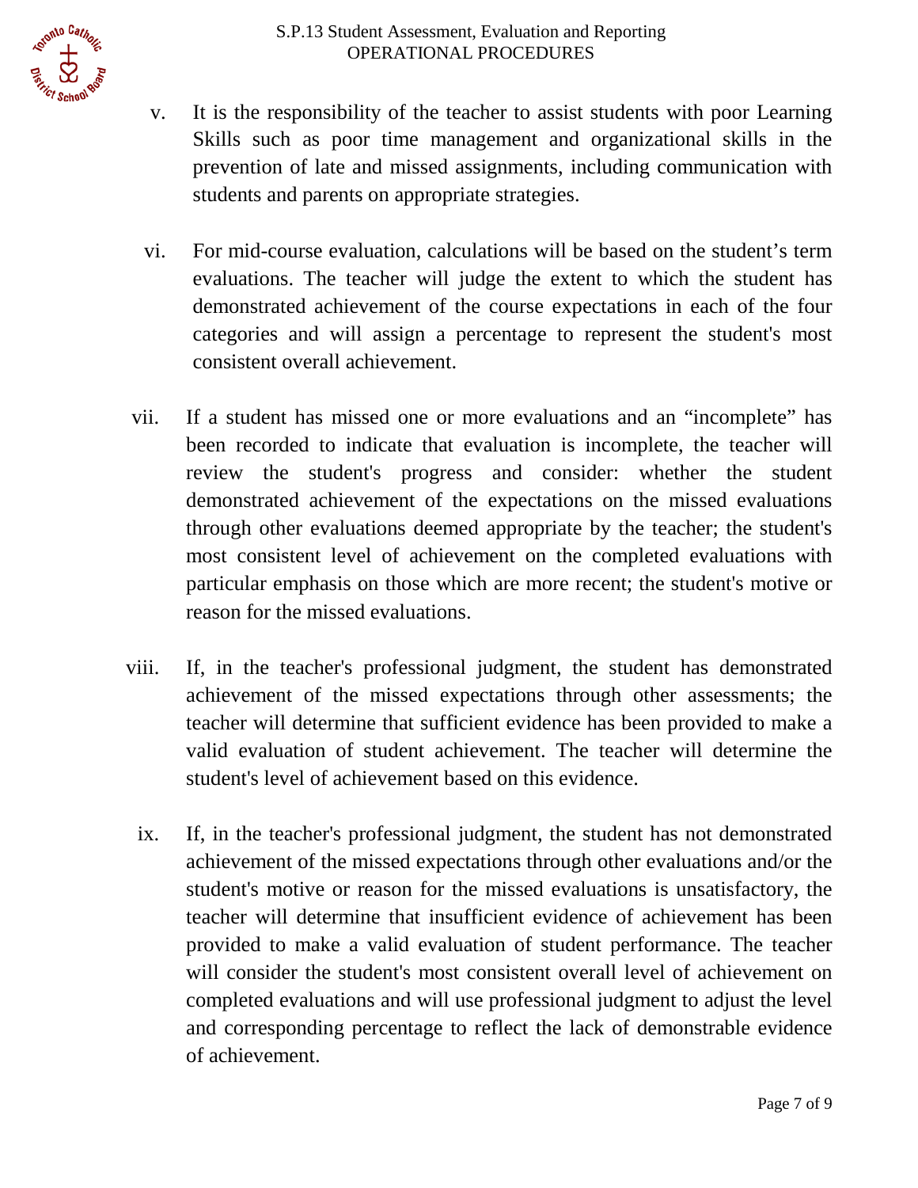v. It is the responsibility of the teacher to assist students with poor Learning Skills such as poor time management and organizational skills in the prevention of late and missed assignments, including communication with students and parents on appropriate strategies.

vi. For mid-course evaluation, calculations will be based on the student's term evaluations. The teacher will judge the extent to which the student has demonstrated achievement of the course expectations in each of the four categories and will assign a percentage to represent the student's most consistent overall achievement.

vii. If a student has missed one or more evaluations and an "incomplete" has been recorded to indicate that evaluation is incomplete, the teacher will review the student's progress and consider: whether the student demonstrated achievement of the expectations on the missed evaluations through other evaluations deemed appropriate by the teacher; the student's most consistent level of achievement on the completed evaluations with particular emphasis on those which are more recent; the student's motive or reason for the missed evaluations.

viii. If, in the teacher's professional judgment, the student has demonstrated achievement of the missed expectations through other assessments; the teacher will determine that sufficient evidence has been provided to make a valid evaluation of student achievement. The teacher will determine the student's level of achievement based on this evidence.

ix. If, in the teacher's professional judgment, the student has not demonstrated achievement of the missed expectations through other evaluations and/or the student's motive or reason for the missed evaluations is unsatisfactory, the teacher will determine that insufficient evidence of achievement has been provided to make a valid evaluation of student performance. The teacher will consider the student's most consistent overall level of achievement on completed evaluations and will use professional judgment to adjust the level and corresponding percentage to reflect the lack of demonstrable evidence of achievement.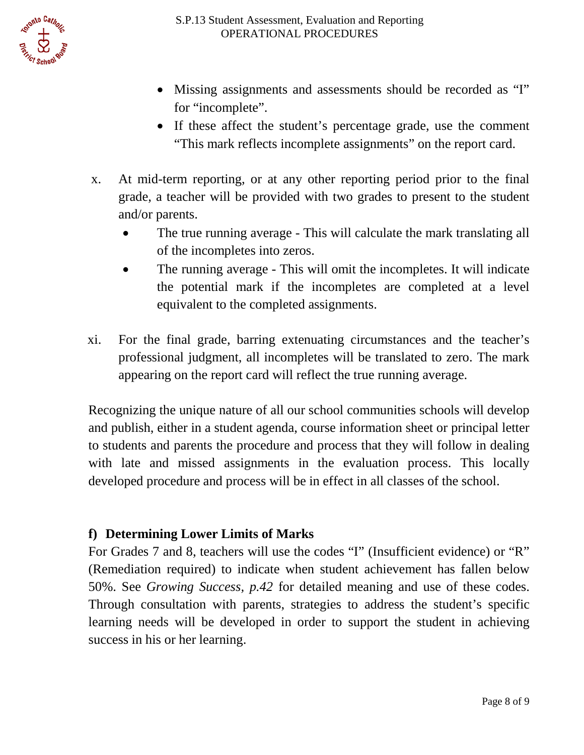- Missing assignments and assessments should be recorded as "I" for "incomplete".
- If these affect the student's percentage grade, use the comment "This mark reflects incomplete assignments" on the report card.

x. At mid-term reporting, or at any other reporting period prior to the final grade, a teacher will be provided with two grades to present to the student and/or parents.

- The true running average - This will calculate the mark translating all of the incompletes into zeros.
- The running average - This will omit the incompletes. It will indicate the potential mark if the incompletes are completed at a level equivalent to the completed assignments.

xi. For the final grade, barring extenuating circumstances and the teacher's professional judgment, all incompletes will be translated to zero. The mark appearing on the report card will reflect the true running average.

Recognizing the unique nature of all our school communities schools will develop and publish, either in a student agenda, course information sheet or principal letter to students and parents the procedure and process that they will follow in dealing with late and missed assignments in the evaluation process. This locally developed procedure and process will be in effect in all classes of the school.

### f) Determining Lower Limits of Marks

For Grades 7 and 8, teachers will use the codes "I" (Insufficient evidence) or "R" (Remediation required) to indicate when student achievement has fallen below 50%. See *Growing Success, p.42* for detailed meaning and use of these codes. Through consultation with parents, strategies to address the student's specific learning needs will be developed in order to support the student in achieving success in his or her learning.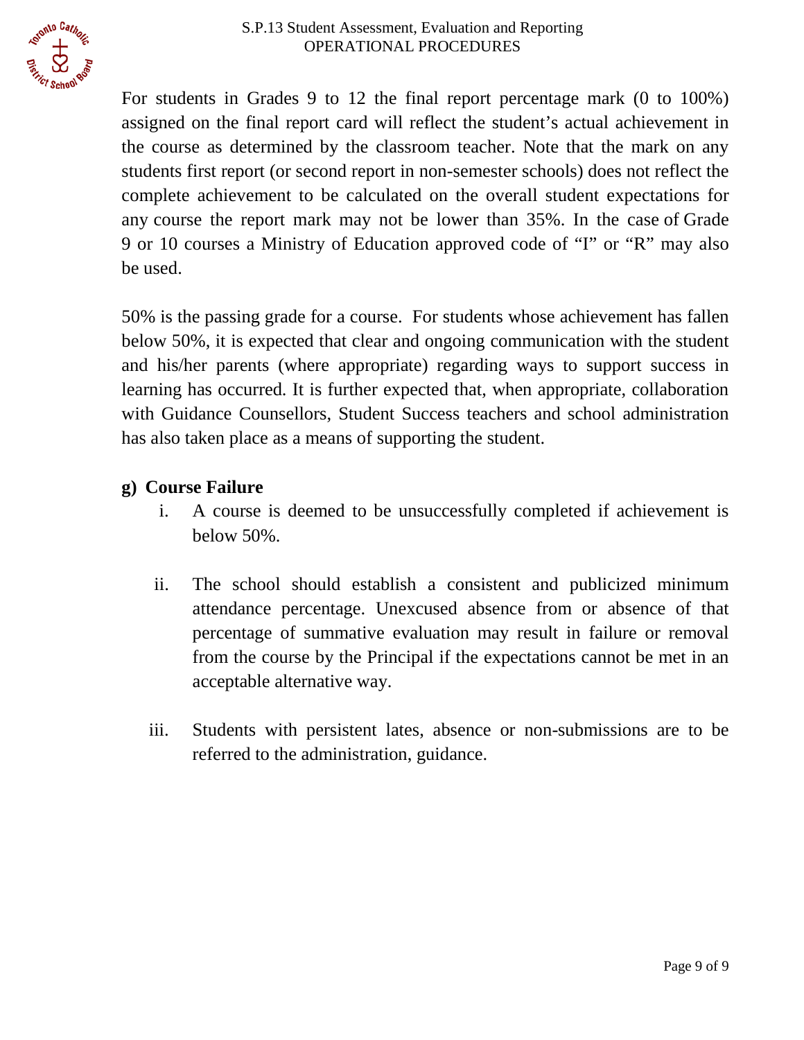For students in Grades 9 to 12 the final report percentage mark (0 to 100%) assigned on the final report card will reflect the student's actual achievement in the course as determined by the classroom teacher. Note that the mark on any students first report (or second report in non-semester schools) does not reflect the complete achievement to be calculated on the overall student expectations for any course the report mark may not be lower than 35%. In the case of Grade 9 or 10 courses a Ministry of Education approved code of "I" or "R" may also be used.

50% is the passing grade for a course. For students whose achievement has fallen below 50%, it is expected that clear and ongoing communication with the student and his/her parents (where appropriate) regarding ways to support success in learning has occurred. It is further expected that, when appropriate, collaboration with Guidance Counsellors, Student Success teachers and school administration has also taken place as a means of supporting the student.

**g) Course Failure**

i. A course is deemed to be unsuccessfully completed if achievement is below 50%.

ii. The school should establish a consistent and publicized minimum attendance percentage. Unexcused absence from or absence of that percentage of summative evaluation may result in failure or removal from the course by the Principal if the expectations cannot be met in an acceptable alternative way.

iii. Students with persistent lates, absence or non-submissions are to be referred to the administration, guidance.